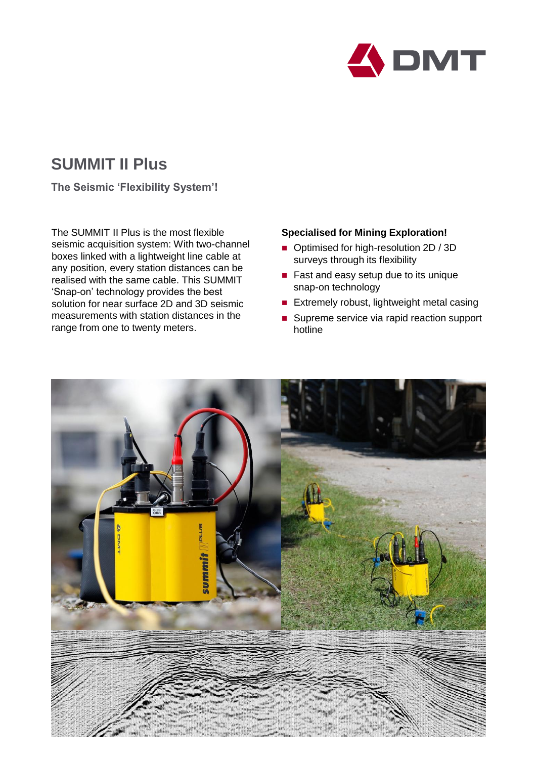# SUMMIT II Plus

**The Seismic 'Flexibility System'!**

The SUMMIT II Plus is the most flexible seismic acquisition system: With two-channel boxes linked with a lightweight line cable at any position, every station distances can be realised with the same cable. This SUMMIT 'Snap-on' technology provides the best solution for near surface 2D and 3D seismic measurements with station distances in the range from one to twenty meters.

**Specialised for Mining Exploration!**

- Optimised for high-resolution 2D / 3D surveys through its flexibility
- Fast and easy setup due to its unique snap-on technology
- Extremely robust, lightweight metal casing
- Supreme service via rapid reaction support hotline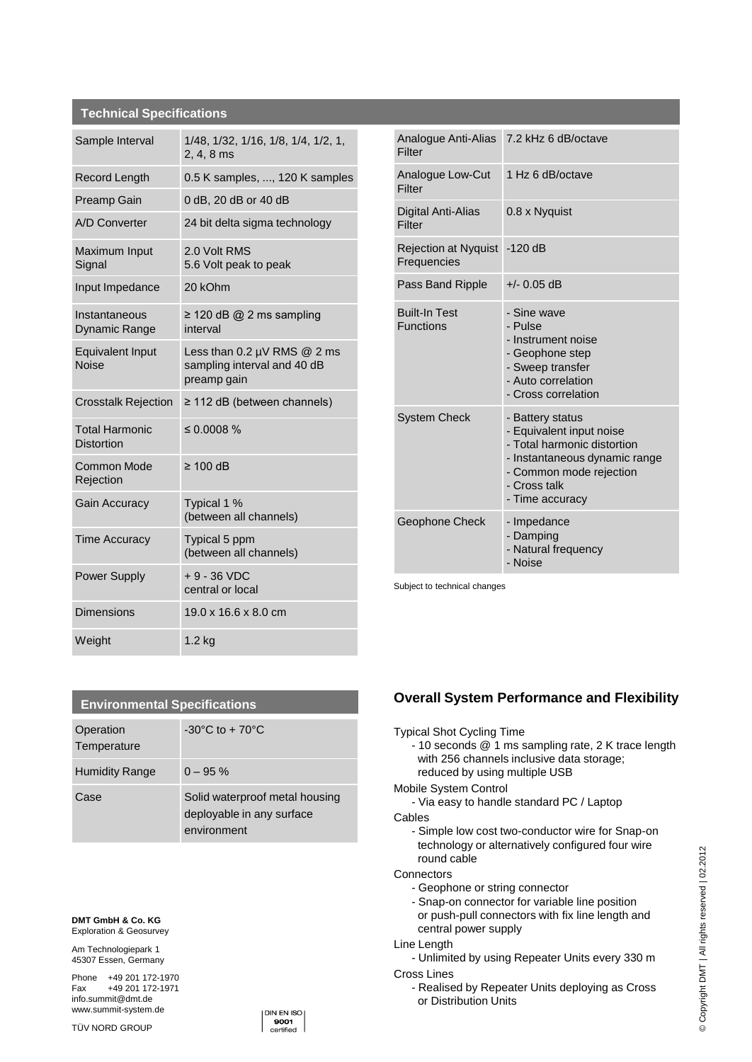## Technical Specifications

| | |
|---|---|
| Sample Interval | 1/48, 1/32, 1/16, 1/8, 1/4, 1/2, 1, 2, 4, 8 ms |
| Record Length | 0.5 K samples, ..., 120 K samples |
| Preamp Gain | 0 dB, 20 dB or 40 dB |
| A/D Converter | 24 bit delta sigma technology |
| Maximum Input Signal | 2.0 Volt RMS<br>5.6 Volt peak to peak |
| Input Impedance | 20 kOhm |
| Instantaneous Dynamic Range | ≥ 120 dB @ 2 ms sampling interval |
| Equivalent Input Noise | Less than 0.2 µV RMS @ 2 ms sampling interval and 40 dB preamp gain |
| Crosstalk Rejection | ≥ 112 dB (between channels) |
| Total Harmonic Distortion | ≤ 0.0008 % |
| Common Mode Rejection | ≥ 100 dB |
| Gain Accuracy | Typical 1 %<br>(between all channels) |
| Time Accuracy | Typical 5 ppm<br>(between all channels) |
| Power Supply | + 9 - 36 VDC<br>central or local |
| Dimensions | 19.0 x 16.6 x 8.0 cm |
| Weight | 1.2 kg |
| Analogue Anti-Alias Filter | 7.2 kHz 6 dB/octave |
| Analogue Low-Cut Filter | 1 Hz 6 dB/octave |
| Digital Anti-Alias Filter | 0.8 x Nyquist |
| Rejection at Nyquist Frequencies | -120 dB |
| Pass Band Ripple | +/- 0.05 dB |
| Built-In Test Functions | - Sine wave<br>- Pulse<br>- Instrument noise<br>- Geophone step<br>- Sweep transfer<br>- Auto correlation<br>- Cross correlation |
| System Check | - Battery status<br>- Equivalent input noise<br>- Total harmonic distortion<br>- Instantaneous dynamic range<br>- Common mode rejection<br>- Cross talk<br>- Time accuracy |
| Geophone Check | - Impedance<br>- Damping<br>- Natural frequency<br>- Noise |

Subject to technical changes

## Environmental Specifications

| | |
|---|---|
| Operation Temperature | -30°C to + 70°C |
| Humidity Range | 0 – 95 % |
| Case | Solid waterproof metal housing deployable in any surface environment |

## Overall System Performance and Flexibility

Typical Shot Cycling Time
- 10 seconds @ 1 ms sampling rate, 2 K trace length with 256 channels inclusive data storage; reduced by using multiple USB

Mobile System Control
- Via easy to handle standard PC / Laptop

Cables
- Simple low cost two-conductor wire for Snap-on technology or alternatively configured four wire round cable

Connectors
- Geophone or string connector
- Snap-on connector for variable line position or push-pull connectors with fix line length and central power supply

Line Length
- Unlimited by using Repeater Units every 330 m

Cross Lines
- Realised by Repeater Units deploying as Cross or Distribution Units

**DMT GmbH & Co. KG**
Exploration & Geosurvey

Am Technologiepark 1
45307 Essen, Germany

Phone +49 201 172-1970
Fax +49 201 172-1971
info.summit@dmt.de
www.summit-system.de

TÜV NORD GROUP

DIN EN ISO 9001 certified

© Copyright DMT | All rights reserved | 02.2012